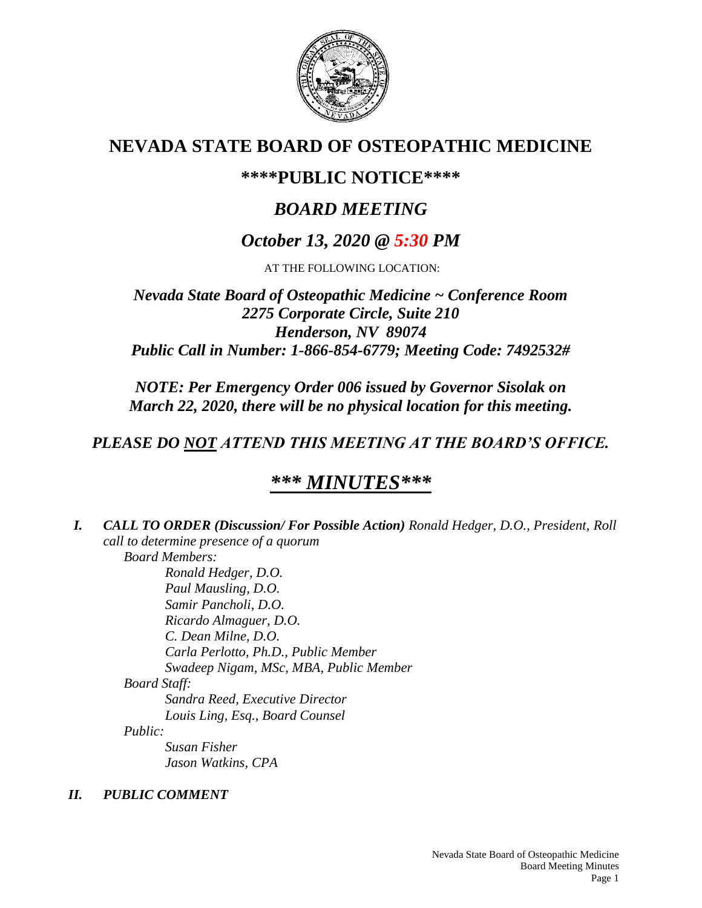# NEVADA STATE BOARD OF OSTEOPATHIC MEDICINE

## \*\*\*\*PUBLIC NOTICE\*\*\*\*

## *BOARD MEETING*

## *October 13, 2020 @ 5:30 PM*

AT THE FOLLOWING LOCATION:

***Nevada State Board of Osteopathic Medicine ~ Conference Room***
***2275 Corporate Circle, Suite 210***
***Henderson, NV 89074***
***Public Call in Number: 1-866-854-6779; Meeting Code: 7492532#***

***NOTE: Per Emergency Order 006 issued by Governor Sisolak on March 22, 2020, there will be no physical location for this meeting.***

***PLEASE DO NOT ATTEND THIS MEETING AT THE BOARD'S OFFICE.***

## ***\*\*\* MINUTES\*\*\****

***I. CALL TO ORDER (Discussion/ For Possible Action)*** *Ronald Hedger, D.O., President, Roll call to determine presence of a quorum*

*Board Members:*

*Ronald Hedger, D.O.*
*Paul Mausling, D.O.*
*Samir Pancholi, D.O.*
*Ricardo Almaguer, D.O.*
*C. Dean Milne, D.O.*
*Carla Perlotto, Ph.D., Public Member*
*Swadeep Nigam, MSc, MBA, Public Member*

*Board Staff:*

*Sandra Reed, Executive Director*
*Louis Ling, Esq., Board Counsel*

*Public:*

*Susan Fisher*
*Jason Watkins, CPA*

***II. PUBLIC COMMENT***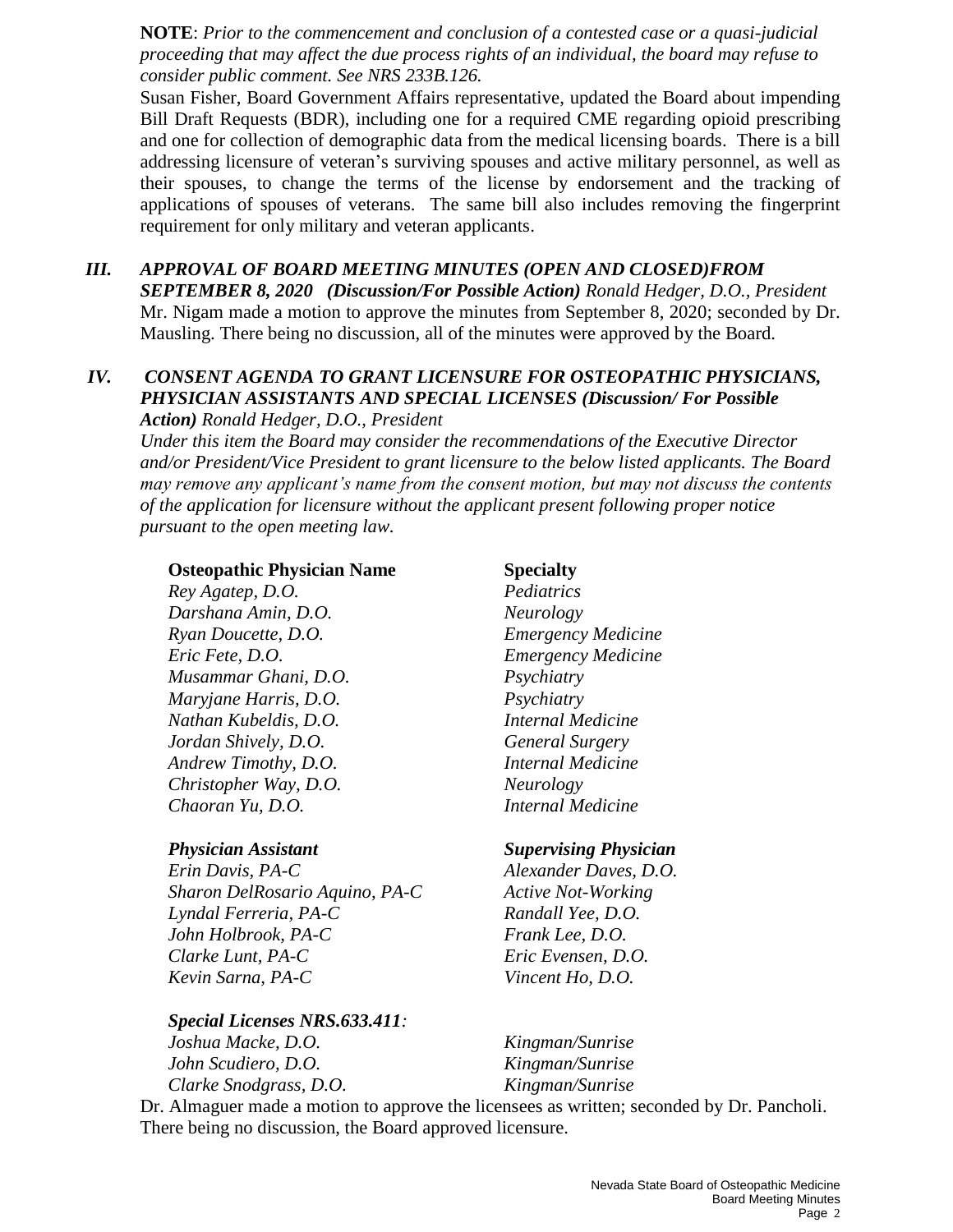**NOTE**: *Prior to the commencement and conclusion of a contested case or a quasi-judicial proceeding that may affect the due process rights of an individual, the board may refuse to consider public comment. See NRS 233B.126.*

Susan Fisher, Board Government Affairs representative, updated the Board about impending Bill Draft Requests (BDR), including one for a required CME regarding opioid prescribing and one for collection of demographic data from the medical licensing boards. There is a bill addressing licensure of veteran's surviving spouses and active military personnel, as well as their spouses, to change the terms of the license by endorsement and the tracking of applications of spouses of veterans. The same bill also includes removing the fingerprint requirement for only military and veteran applicants.

***III. APPROVAL OF BOARD MEETING MINUTES (OPEN AND CLOSED)FROM SEPTEMBER 8, 2020 (Discussion/For Possible Action) Ronald Hedger, D.O., President***

Mr. Nigam made a motion to approve the minutes from September 8, 2020; seconded by Dr. Mausling. There being no discussion, all of the minutes were approved by the Board.

***IV. CONSENT AGENDA TO GRANT LICENSURE FOR OSTEOPATHIC PHYSICIANS, PHYSICIAN ASSISTANTS AND SPECIAL LICENSES (Discussion/ For Possible Action) Ronald Hedger, D.O., President***

*Under this item the Board may consider the recommendations of the Executive Director and/or President/Vice President to grant licensure to the below listed applicants. The Board may remove any applicant's name from the consent motion, but may not discuss the contents of the application for licensure without the applicant present following proper notice pursuant to the open meeting law.*

| **Osteopathic Physician Name** | **Specialty** |
|---|---|
| *Rey Agatep, D.O.* | *Pediatrics* |
| *Darshana Amin, D.O.* | *Neurology* |
| *Ryan Doucette, D.O.* | *Emergency Medicine* |
| *Eric Fete, D.O.* | *Emergency Medicine* |
| *Musammar Ghani, D.O.* | *Psychiatry* |
| *Maryjane Harris, D.O.* | *Psychiatry* |
| *Nathan Kubeldis, D.O.* | *Internal Medicine* |
| *Jordan Shively, D.O.* | *General Surgery* |
| *Andrew Timothy, D.O.* | *Internal Medicine* |
| *Christopher Way, D.O.* | *Neurology* |
| *Chaoran Yu, D.O.* | *Internal Medicine* |

| ***Physician Assistant*** | ***Supervising Physician*** |
|---|---|
| *Erin Davis, PA-C* | *Alexander Daves, D.O.* |
| *Sharon DelRosario Aquino, PA-C* | *Active Not-Working* |
| *Lyndal Ferreria, PA-C* | *Randall Yee, D.O.* |
| *John Holbrook, PA-C* | *Frank Lee, D.O.* |
| *Clarke Lunt, PA-C* | *Eric Evensen, D.O.* |
| *Kevin Sarna, PA-C* | *Vincent Ho, D.O.* |

***Special Licenses NRS.633.411:***

| | |
|---|---|
| *Joshua Macke, D.O.* | *Kingman/Sunrise* |
| *John Scudiero, D.O.* | *Kingman/Sunrise* |
| *Clarke Snodgrass, D.O.* | *Kingman/Sunrise* |

Dr. Almaguer made a motion to approve the licensees as written; seconded by Dr. Pancholi. There being no discussion, the Board approved licensure.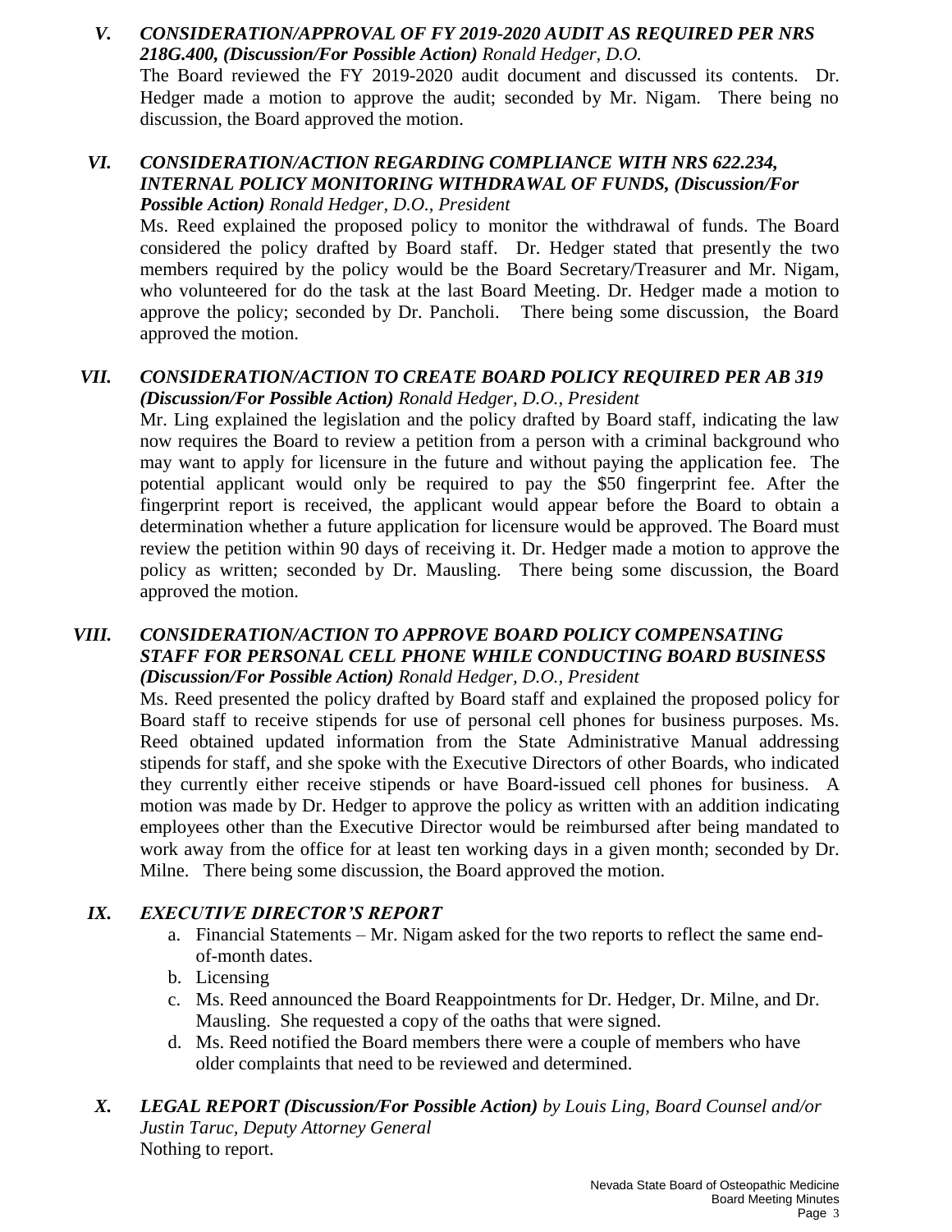### V. *CONSIDERATION/APPROVAL OF FY 2019-2020 AUDIT AS REQUIRED PER NRS 218G.400, (Discussion/For Possible Action)* *Ronald Hedger, D.O.*

The Board reviewed the FY 2019-2020 audit document and discussed its contents. Dr. Hedger made a motion to approve the audit; seconded by Mr. Nigam. There being no discussion, the Board approved the motion.

### VI. *CONSIDERATION/ACTION REGARDING COMPLIANCE WITH NRS 622.234, INTERNAL POLICY MONITORING WITHDRAWAL OF FUNDS, (Discussion/For Possible Action)* *Ronald Hedger, D.O., President*

Ms. Reed explained the proposed policy to monitor the withdrawal of funds. The Board considered the policy drafted by Board staff. Dr. Hedger stated that presently the two members required by the policy would be the Board Secretary/Treasurer and Mr. Nigam, who volunteered for do the task at the last Board Meeting. Dr. Hedger made a motion to approve the policy; seconded by Dr. Pancholi. There being some discussion, the Board approved the motion.

### VII. *CONSIDERATION/ACTION TO CREATE BOARD POLICY REQUIRED PER AB 319 (Discussion/For Possible Action)* *Ronald Hedger, D.O., President*

Mr. Ling explained the legislation and the policy drafted by Board staff, indicating the law now requires the Board to review a petition from a person with a criminal background who may want to apply for licensure in the future and without paying the application fee. The potential applicant would only be required to pay the $50 fingerprint fee. After the fingerprint report is received, the applicant would appear before the Board to obtain a determination whether a future application for licensure would be approved. The Board must review the petition within 90 days of receiving it. Dr. Hedger made a motion to approve the policy as written; seconded by Dr. Mausling. There being some discussion, the Board approved the motion.

### VIII. *CONSIDERATION/ACTION TO APPROVE BOARD POLICY COMPENSATING STAFF FOR PERSONAL CELL PHONE WHILE CONDUCTING BOARD BUSINESS (Discussion/For Possible Action)* *Ronald Hedger, D.O., President*

Ms. Reed presented the policy drafted by Board staff and explained the proposed policy for Board staff to receive stipends for use of personal cell phones for business purposes. Ms. Reed obtained updated information from the State Administrative Manual addressing stipends for staff, and she spoke with the Executive Directors of other Boards, who indicated they currently either receive stipends or have Board-issued cell phones for business. A motion was made by Dr. Hedger to approve the policy as written with an addition indicating employees other than the Executive Director would be reimbursed after being mandated to work away from the office for at least ten working days in a given month; seconded by Dr. Milne. There being some discussion, the Board approved the motion.

### IX. *EXECUTIVE DIRECTOR'S REPORT*

a. Financial Statements – Mr. Nigam asked for the two reports to reflect the same end-of-month dates.
b. Licensing
c. Ms. Reed announced the Board Reappointments for Dr. Hedger, Dr. Milne, and Dr. Mausling. She requested a copy of the oaths that were signed.
d. Ms. Reed notified the Board members there were a couple of members who have older complaints that need to be reviewed and determined.

### X. *LEGAL REPORT (Discussion/For Possible Action)* *by Louis Ling, Board Counsel and/or Justin Taruc, Deputy Attorney General*

Nothing to report.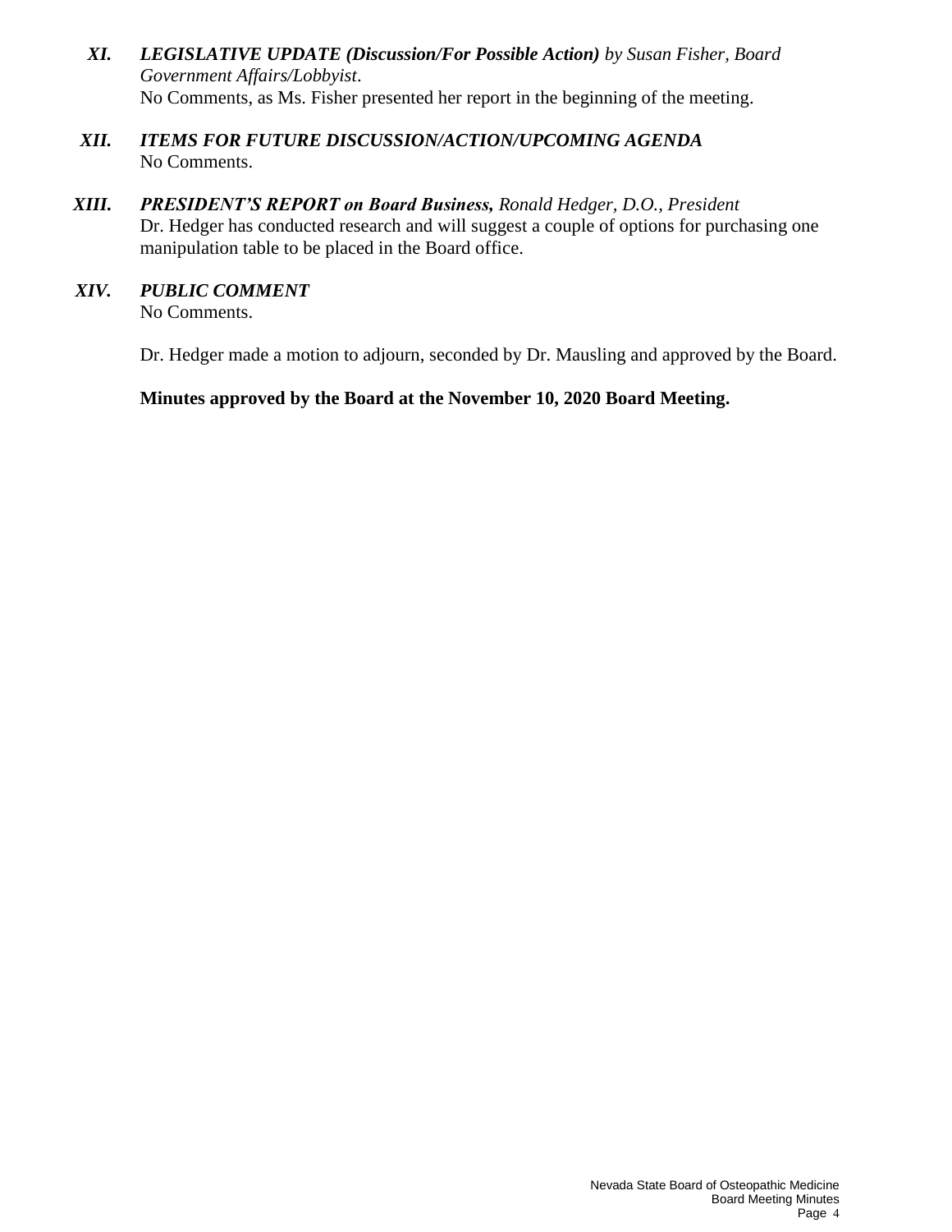***XI. LEGISLATIVE UPDATE (Discussion/For Possible Action)*** *by Susan Fisher, Board Government Affairs/Lobbyist*.
No Comments, as Ms. Fisher presented her report in the beginning of the meeting.

***XII. ITEMS FOR FUTURE DISCUSSION/ACTION/UPCOMING AGENDA***
No Comments.

***XIII. PRESIDENT'S REPORT on Board Business,*** *Ronald Hedger, D.O., President*
Dr. Hedger has conducted research and will suggest a couple of options for purchasing one manipulation table to be placed in the Board office.

***XIV. PUBLIC COMMENT***
No Comments.

Dr. Hedger made a motion to adjourn, seconded by Dr. Mausling and approved by the Board.

**Minutes approved by the Board at the November 10, 2020 Board Meeting.**